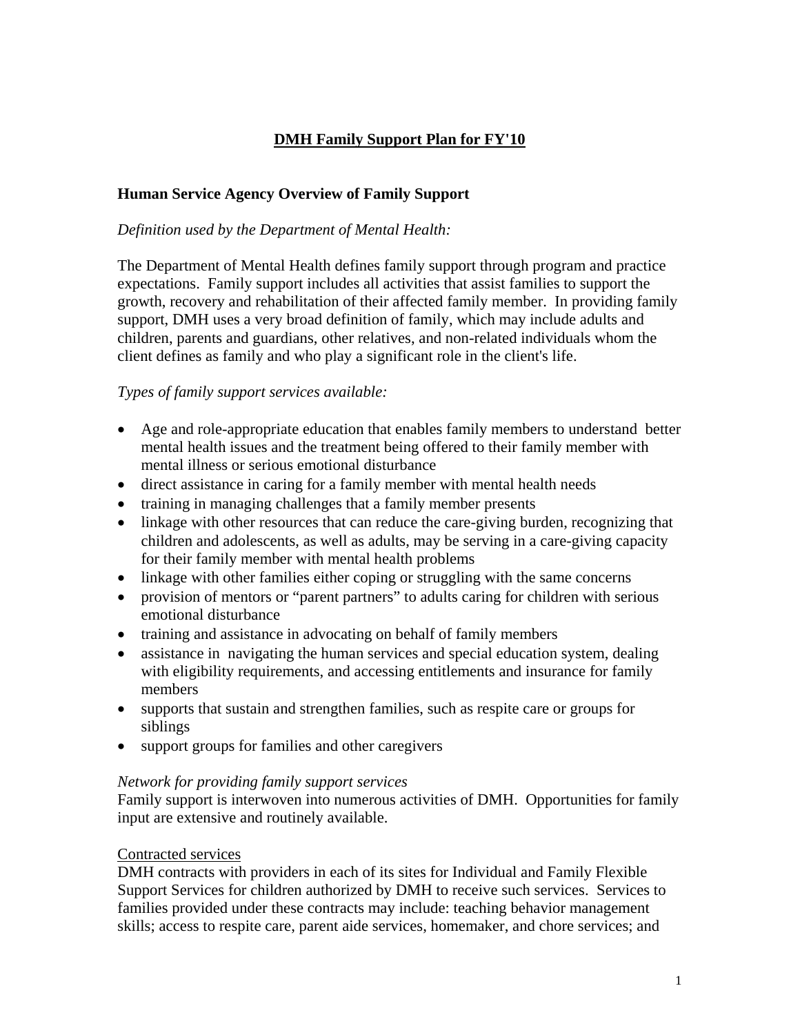# DMH Family Support Plan for FY'10

## Human Service Agency Overview of Family Support

*Definition used by the Department of Mental Health:*

The Department of Mental Health defines family support through program and practice expectations. Family support includes all activities that assist families to support the growth, recovery and rehabilitation of their affected family member. In providing family support, DMH uses a very broad definition of family, which may include adults and children, parents and guardians, other relatives, and non-related individuals whom the client defines as family and who play a significant role in the client's life.

*Types of family support services available:*

- Age and role-appropriate education that enables family members to understand better mental health issues and the treatment being offered to their family member with mental illness or serious emotional disturbance
- direct assistance in caring for a family member with mental health needs
- training in managing challenges that a family member presents
- linkage with other resources that can reduce the care-giving burden, recognizing that children and adolescents, as well as adults, may be serving in a care-giving capacity for their family member with mental health problems
- linkage with other families either coping or struggling with the same concerns
- provision of mentors or "parent partners" to adults caring for children with serious emotional disturbance
- training and assistance in advocating on behalf of family members
- assistance in navigating the human services and special education system, dealing with eligibility requirements, and accessing entitlements and insurance for family members
- supports that sustain and strengthen families, such as respite care or groups for siblings
- support groups for families and other caregivers

*Network for providing family support services*

Family support is interwoven into numerous activities of DMH. Opportunities for family input are extensive and routinely available.

<u>Contracted services</u>

DMH contracts with providers in each of its sites for Individual and Family Flexible Support Services for children authorized by DMH to receive such services. Services to families provided under these contracts may include: teaching behavior management skills; access to respite care, parent aide services, homemaker, and chore services; and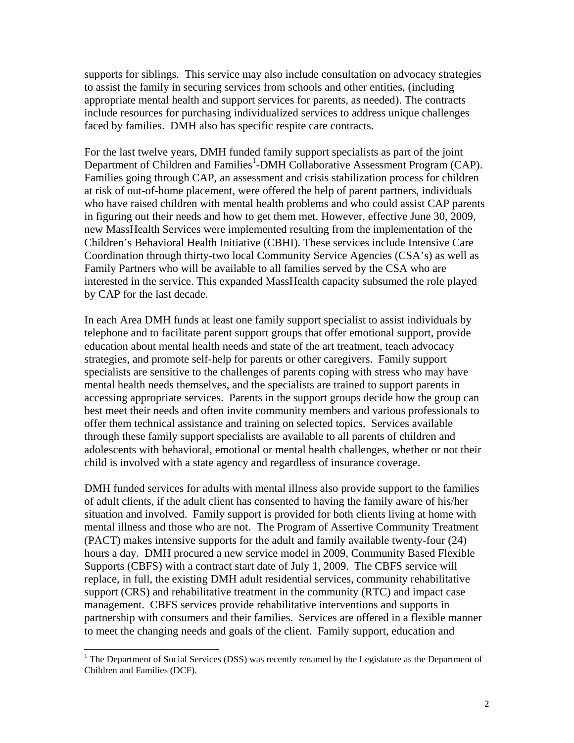supports for siblings. This service may also include consultation on advocacy strategies to assist the family in securing services from schools and other entities, (including appropriate mental health and support services for parents, as needed). The contracts include resources for purchasing individualized services to address unique challenges faced by families. DMH also has specific respite care contracts.

For the last twelve years, DMH funded family support specialists as part of the joint Department of Children and Families[1]-DMH Collaborative Assessment Program (CAP). Families going through CAP, an assessment and crisis stabilization process for children at risk of out-of-home placement, were offered the help of parent partners, individuals who have raised children with mental health problems and who could assist CAP parents in figuring out their needs and how to get them met. However, effective June 30, 2009, new MassHealth Services were implemented resulting from the implementation of the Children's Behavioral Health Initiative (CBHI). These services include Intensive Care Coordination through thirty-two local Community Service Agencies (CSA's) as well as Family Partners who will be available to all families served by the CSA who are interested in the service. This expanded MassHealth capacity subsumed the role played by CAP for the last decade.

In each Area DMH funds at least one family support specialist to assist individuals by telephone and to facilitate parent support groups that offer emotional support, provide education about mental health needs and state of the art treatment, teach advocacy strategies, and promote self-help for parents or other caregivers. Family support specialists are sensitive to the challenges of parents coping with stress who may have mental health needs themselves, and the specialists are trained to support parents in accessing appropriate services. Parents in the support groups decide how the group can best meet their needs and often invite community members and various professionals to offer them technical assistance and training on selected topics. Services available through these family support specialists are available to all parents of children and adolescents with behavioral, emotional or mental health challenges, whether or not their child is involved with a state agency and regardless of insurance coverage.

DMH funded services for adults with mental illness also provide support to the families of adult clients, if the adult client has consented to having the family aware of his/her situation and involved. Family support is provided for both clients living at home with mental illness and those who are not. The Program of Assertive Community Treatment (PACT) makes intensive supports for the adult and family available twenty-four (24) hours a day. DMH procured a new service model in 2009, Community Based Flexible Supports (CBFS) with a contract start date of July 1, 2009. The CBFS service will replace, in full, the existing DMH adult residential services, community rehabilitative support (CRS) and rehabilitative treatment in the community (RTC) and impact case management. CBFS services provide rehabilitative interventions and supports in partnership with consumers and their families. Services are offered in a flexible manner to meet the changing needs and goals of the client. Family support, education and

[1] The Department of Social Services (DSS) was recently renamed by the Legislature as the Department of Children and Families (DCF).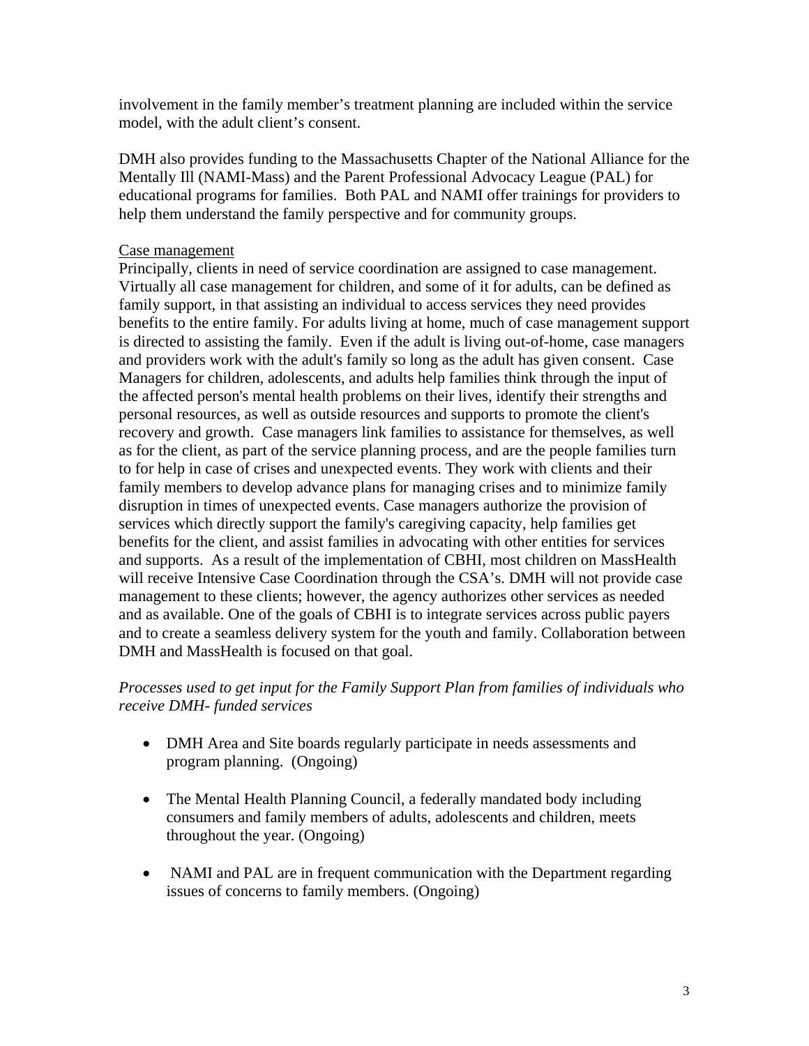involvement in the family member's treatment planning are included within the service model, with the adult client's consent.

DMH also provides funding to the Massachusetts Chapter of the National Alliance for the Mentally Ill (NAMI-Mass) and the Parent Professional Advocacy League (PAL) for educational programs for families. Both PAL and NAMI offer trainings for providers to help them understand the family perspective and for community groups.

<u>Case management</u>

Principally, clients in need of service coordination are assigned to case management. Virtually all case management for children, and some of it for adults, can be defined as family support, in that assisting an individual to access services they need provides benefits to the entire family. For adults living at home, much of case management support is directed to assisting the family. Even if the adult is living out-of-home, case managers and providers work with the adult's family so long as the adult has given consent. Case Managers for children, adolescents, and adults help families think through the input of the affected person's mental health problems on their lives, identify their strengths and personal resources, as well as outside resources and supports to promote the client's recovery and growth. Case managers link families to assistance for themselves, as well as for the client, as part of the service planning process, and are the people families turn to for help in case of crises and unexpected events. They work with clients and their family members to develop advance plans for managing crises and to minimize family disruption in times of unexpected events. Case managers authorize the provision of services which directly support the family's caregiving capacity, help families get benefits for the client, and assist families in advocating with other entities for services and supports. As a result of the implementation of CBHI, most children on MassHealth will receive Intensive Case Coordination through the CSA's. DMH will not provide case management to these clients; however, the agency authorizes other services as needed and as available. One of the goals of CBHI is to integrate services across public payers and to create a seamless delivery system for the youth and family. Collaboration between DMH and MassHealth is focused on that goal.

*Processes used to get input for the Family Support Plan from families of individuals who receive DMH- funded services*

- DMH Area and Site boards regularly participate in needs assessments and program planning. (Ongoing)
- The Mental Health Planning Council, a federally mandated body including consumers and family members of adults, adolescents and children, meets throughout the year. (Ongoing)
- NAMI and PAL are in frequent communication with the Department regarding issues of concerns to family members. (Ongoing)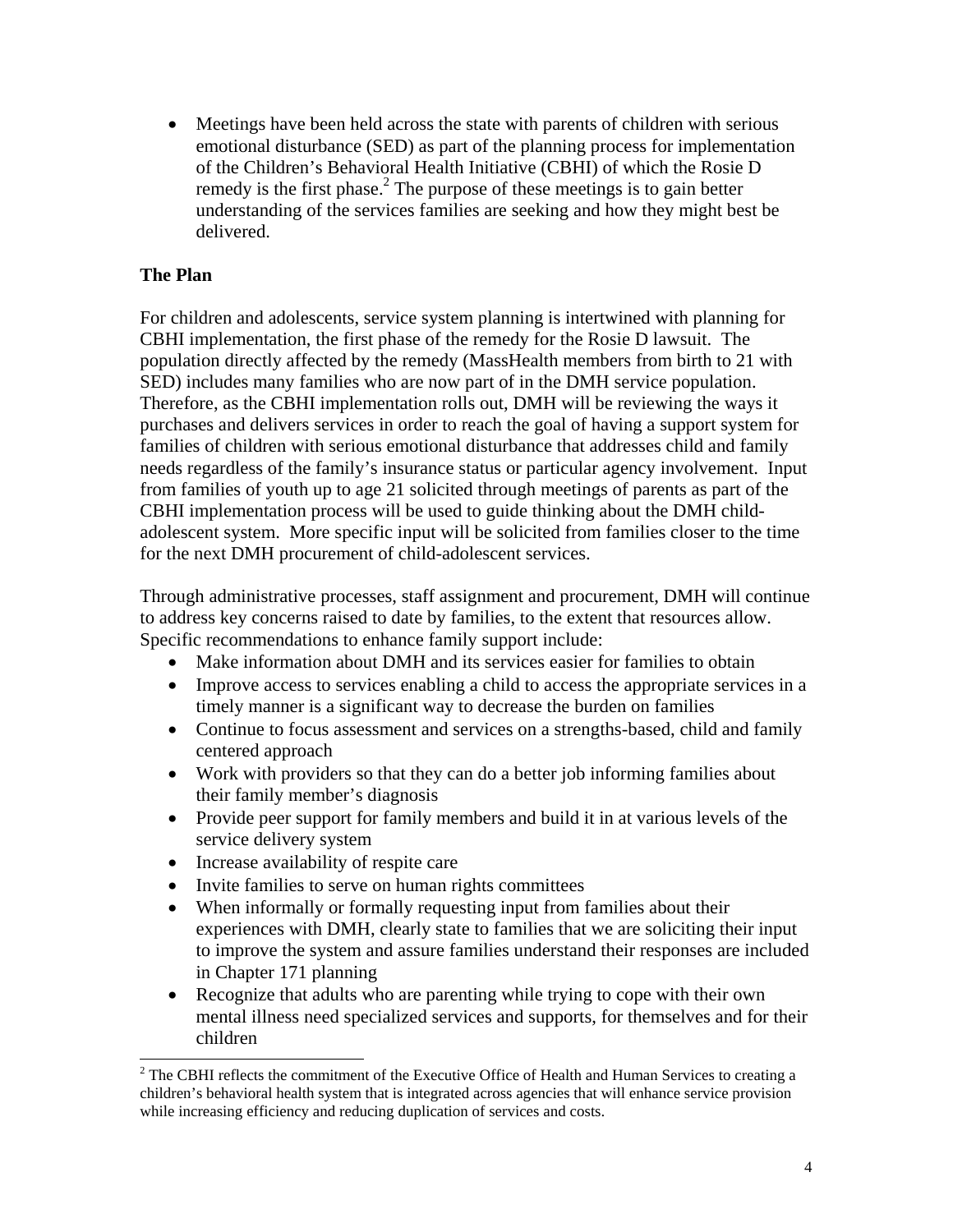- Meetings have been held across the state with parents of children with serious emotional disturbance (SED) as part of the planning process for implementation of the Children's Behavioral Health Initiative (CBHI) of which the Rosie D remedy is the first phase.[2] The purpose of these meetings is to gain better understanding of the services families are seeking and how they might best be delivered.

**The Plan**

For children and adolescents, service system planning is intertwined with planning for CBHI implementation, the first phase of the remedy for the Rosie D lawsuit. The population directly affected by the remedy (MassHealth members from birth to 21 with SED) includes many families who are now part of in the DMH service population. Therefore, as the CBHI implementation rolls out, DMH will be reviewing the ways it purchases and delivers services in order to reach the goal of having a support system for families of children with serious emotional disturbance that addresses child and family needs regardless of the family's insurance status or particular agency involvement. Input from families of youth up to age 21 solicited through meetings of parents as part of the CBHI implementation process will be used to guide thinking about the DMH child-adolescent system. More specific input will be solicited from families closer to the time for the next DMH procurement of child-adolescent services.

Through administrative processes, staff assignment and procurement, DMH will continue to address key concerns raised to date by families, to the extent that resources allow. Specific recommendations to enhance family support include:

- Make information about DMH and its services easier for families to obtain
- Improve access to services enabling a child to access the appropriate services in a timely manner is a significant way to decrease the burden on families
- Continue to focus assessment and services on a strengths-based, child and family centered approach
- Work with providers so that they can do a better job informing families about their family member's diagnosis
- Provide peer support for family members and build it in at various levels of the service delivery system
- Increase availability of respite care
- Invite families to serve on human rights committees
- When informally or formally requesting input from families about their experiences with DMH, clearly state to families that we are soliciting their input to improve the system and assure families understand their responses are included in Chapter 171 planning
- Recognize that adults who are parenting while trying to cope with their own mental illness need specialized services and supports, for themselves and for their children

[2] The CBHI reflects the commitment of the Executive Office of Health and Human Services to creating a children's behavioral health system that is integrated across agencies that will enhance service provision while increasing efficiency and reducing duplication of services and costs.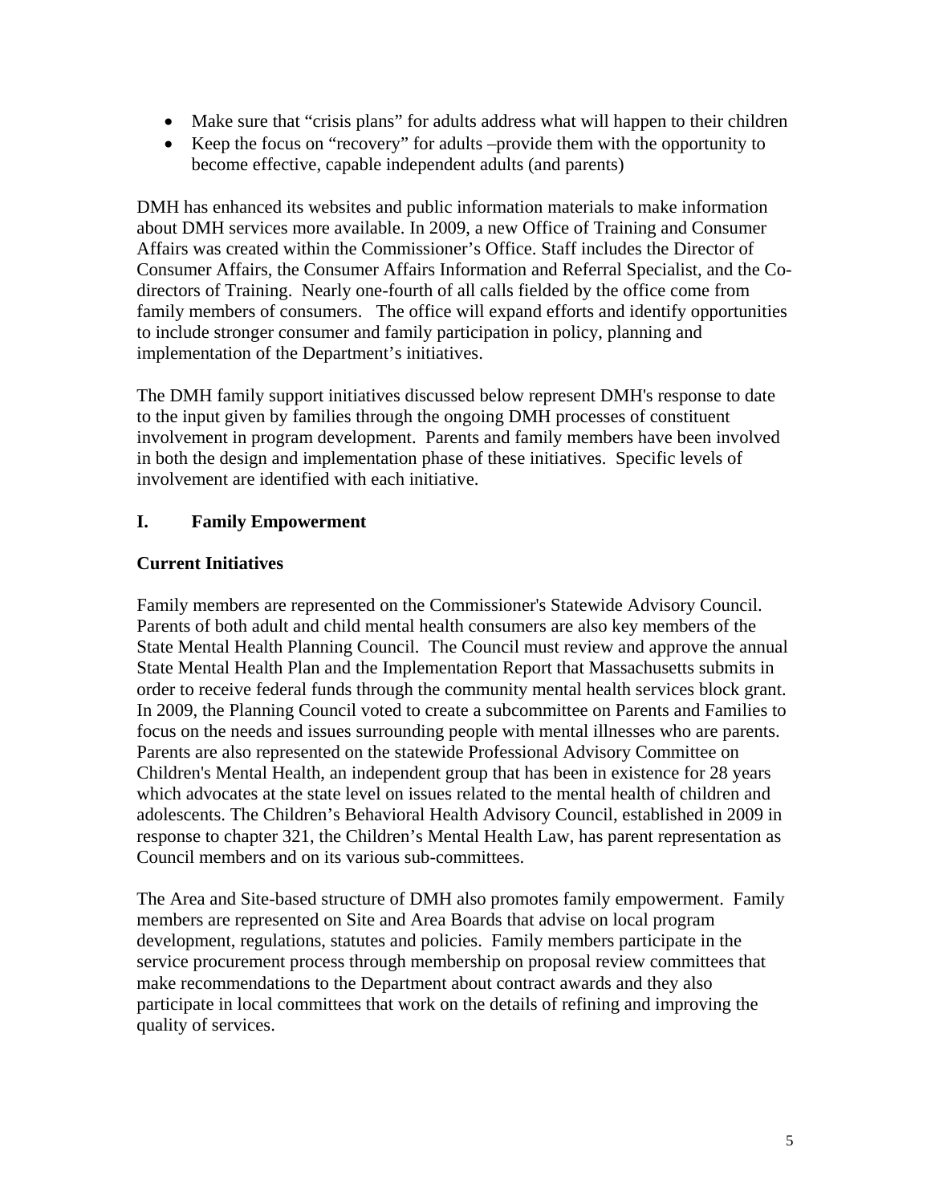- Make sure that "crisis plans" for adults address what will happen to their children
- Keep the focus on "recovery" for adults –provide them with the opportunity to become effective, capable independent adults (and parents)

DMH has enhanced its websites and public information materials to make information about DMH services more available. In 2009, a new Office of Training and Consumer Affairs was created within the Commissioner's Office. Staff includes the Director of Consumer Affairs, the Consumer Affairs Information and Referral Specialist, and the Co-directors of Training. Nearly one-fourth of all calls fielded by the office come from family members of consumers. The office will expand efforts and identify opportunities to include stronger consumer and family participation in policy, planning and implementation of the Department's initiatives.

The DMH family support initiatives discussed below represent DMH's response to date to the input given by families through the ongoing DMH processes of constituent involvement in program development. Parents and family members have been involved in both the design and implementation phase of these initiatives. Specific levels of involvement are identified with each initiative.

## I. Family Empowerment

### Current Initiatives

Family members are represented on the Commissioner's Statewide Advisory Council. Parents of both adult and child mental health consumers are also key members of the State Mental Health Planning Council. The Council must review and approve the annual State Mental Health Plan and the Implementation Report that Massachusetts submits in order to receive federal funds through the community mental health services block grant. In 2009, the Planning Council voted to create a subcommittee on Parents and Families to focus on the needs and issues surrounding people with mental illnesses who are parents. Parents are also represented on the statewide Professional Advisory Committee on Children's Mental Health, an independent group that has been in existence for 28 years which advocates at the state level on issues related to the mental health of children and adolescents. The Children's Behavioral Health Advisory Council, established in 2009 in response to chapter 321, the Children's Mental Health Law, has parent representation as Council members and on its various sub-committees.

The Area and Site-based structure of DMH also promotes family empowerment. Family members are represented on Site and Area Boards that advise on local program development, regulations, statutes and policies. Family members participate in the service procurement process through membership on proposal review committees that make recommendations to the Department about contract awards and they also participate in local committees that work on the details of refining and improving the quality of services.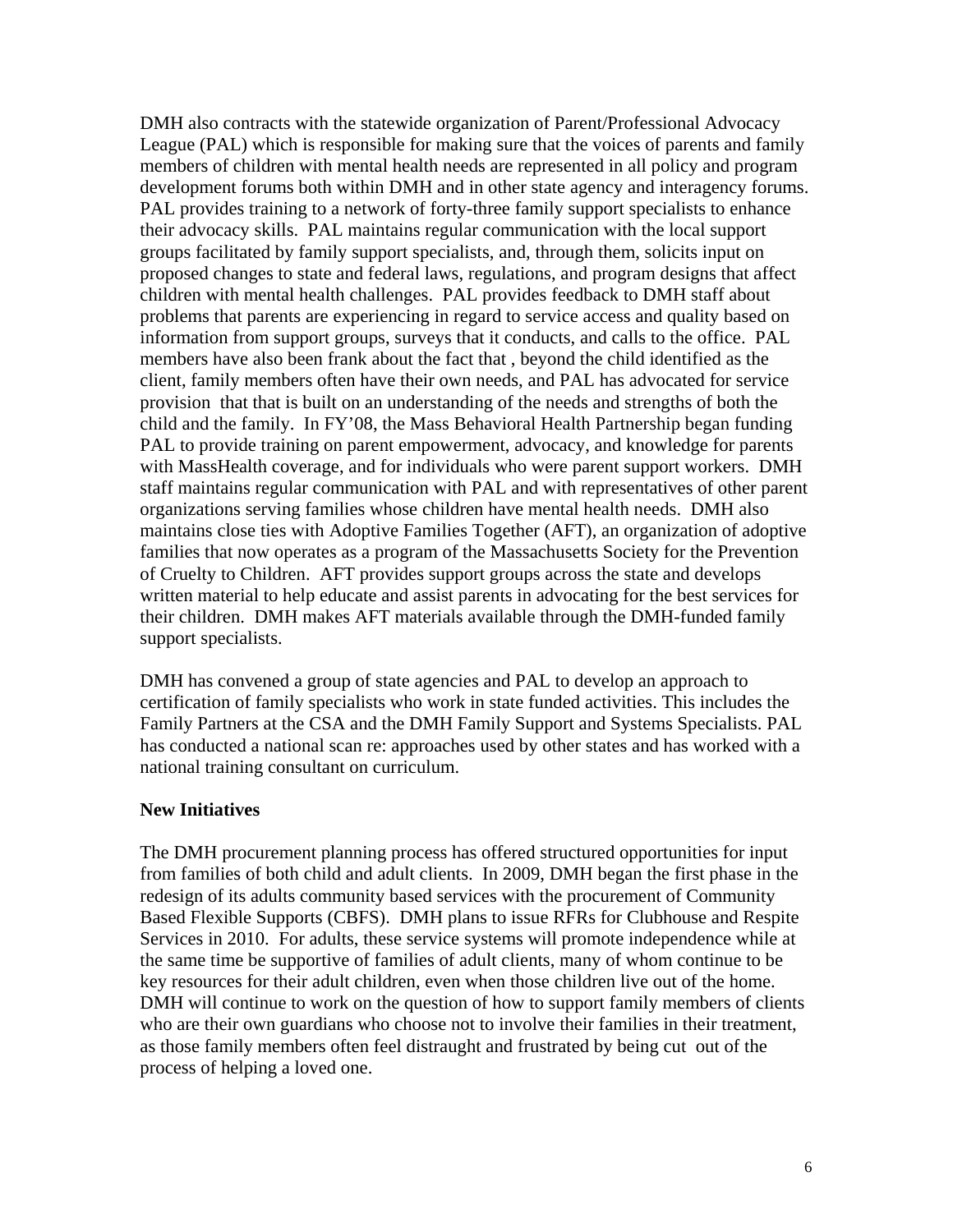DMH also contracts with the statewide organization of Parent/Professional Advocacy League (PAL) which is responsible for making sure that the voices of parents and family members of children with mental health needs are represented in all policy and program development forums both within DMH and in other state agency and interagency forums. PAL provides training to a network of forty-three family support specialists to enhance their advocacy skills. PAL maintains regular communication with the local support groups facilitated by family support specialists, and, through them, solicits input on proposed changes to state and federal laws, regulations, and program designs that affect children with mental health challenges. PAL provides feedback to DMH staff about problems that parents are experiencing in regard to service access and quality based on information from support groups, surveys that it conducts, and calls to the office. PAL members have also been frank about the fact that , beyond the child identified as the client, family members often have their own needs, and PAL has advocated for service provision that that is built on an understanding of the needs and strengths of both the child and the family. In FY'08, the Mass Behavioral Health Partnership began funding PAL to provide training on parent empowerment, advocacy, and knowledge for parents with MassHealth coverage, and for individuals who were parent support workers. DMH staff maintains regular communication with PAL and with representatives of other parent organizations serving families whose children have mental health needs. DMH also maintains close ties with Adoptive Families Together (AFT), an organization of adoptive families that now operates as a program of the Massachusetts Society for the Prevention of Cruelty to Children. AFT provides support groups across the state and develops written material to help educate and assist parents in advocating for the best services for their children. DMH makes AFT materials available through the DMH-funded family support specialists.

DMH has convened a group of state agencies and PAL to develop an approach to certification of family specialists who work in state funded activities. This includes the Family Partners at the CSA and the DMH Family Support and Systems Specialists. PAL has conducted a national scan re: approaches used by other states and has worked with a national training consultant on curriculum.

**New Initiatives**

The DMH procurement planning process has offered structured opportunities for input from families of both child and adult clients. In 2009, DMH began the first phase in the redesign of its adults community based services with the procurement of Community Based Flexible Supports (CBFS). DMH plans to issue RFRs for Clubhouse and Respite Services in 2010. For adults, these service systems will promote independence while at the same time be supportive of families of adult clients, many of whom continue to be key resources for their adult children, even when those children live out of the home. DMH will continue to work on the question of how to support family members of clients who are their own guardians who choose not to involve their families in their treatment, as those family members often feel distraught and frustrated by being cut out of the process of helping a loved one.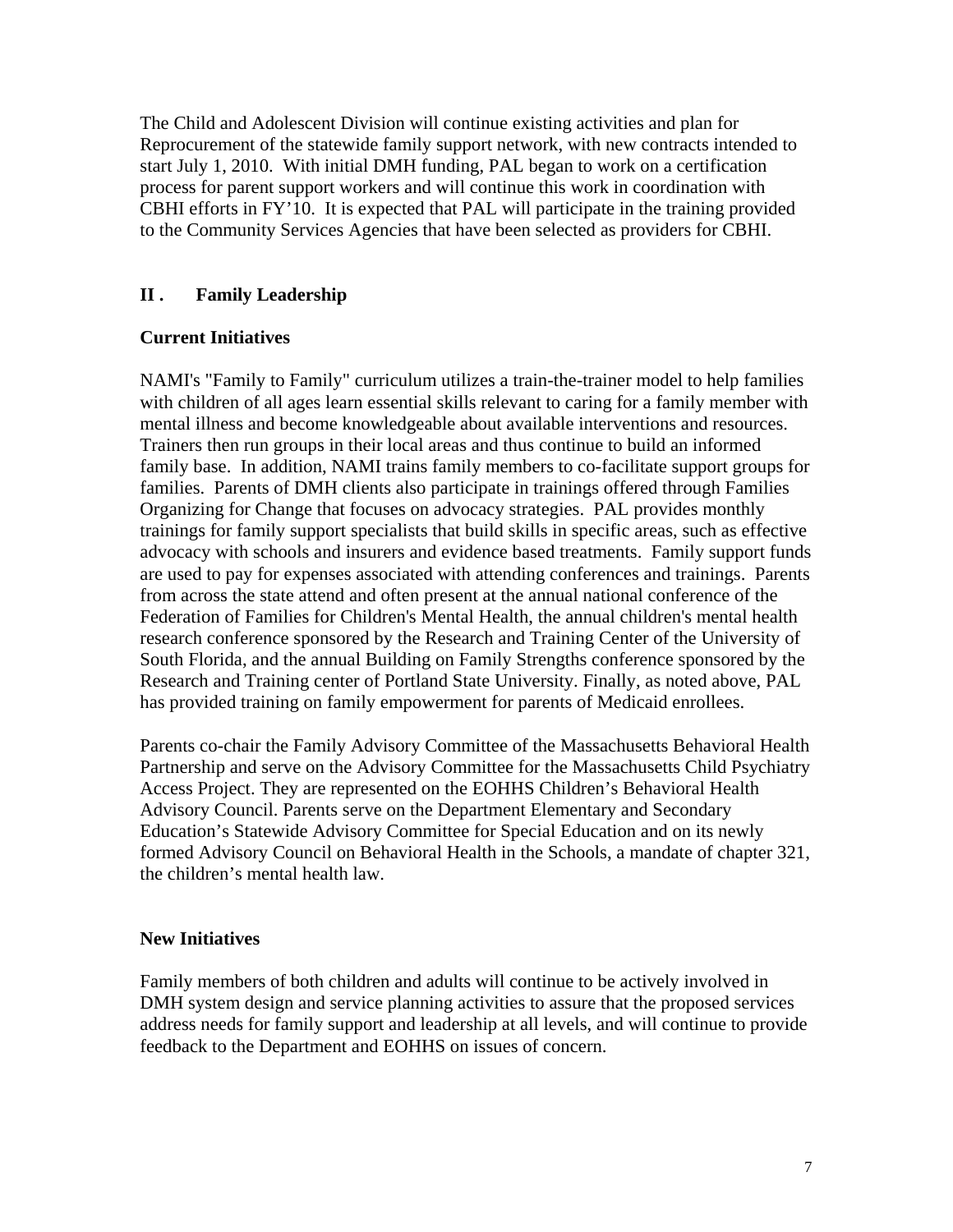The Child and Adolescent Division will continue existing activities and plan for Reprocurement of the statewide family support network, with new contracts intended to start July 1, 2010. With initial DMH funding, PAL began to work on a certification process for parent support workers and will continue this work in coordination with CBHI efforts in FY'10. It is expected that PAL will participate in the training provided to the Community Services Agencies that have been selected as providers for CBHI.

## II . Family Leadership

### Current Initiatives

NAMI's "Family to Family" curriculum utilizes a train-the-trainer model to help families with children of all ages learn essential skills relevant to caring for a family member with mental illness and become knowledgeable about available interventions and resources. Trainers then run groups in their local areas and thus continue to build an informed family base. In addition, NAMI trains family members to co-facilitate support groups for families. Parents of DMH clients also participate in trainings offered through Families Organizing for Change that focuses on advocacy strategies. PAL provides monthly trainings for family support specialists that build skills in specific areas, such as effective advocacy with schools and insurers and evidence based treatments. Family support funds are used to pay for expenses associated with attending conferences and trainings. Parents from across the state attend and often present at the annual national conference of the Federation of Families for Children's Mental Health, the annual children's mental health research conference sponsored by the Research and Training Center of the University of South Florida, and the annual Building on Family Strengths conference sponsored by the Research and Training center of Portland State University. Finally, as noted above, PAL has provided training on family empowerment for parents of Medicaid enrollees.

Parents co-chair the Family Advisory Committee of the Massachusetts Behavioral Health Partnership and serve on the Advisory Committee for the Massachusetts Child Psychiatry Access Project. They are represented on the EOHHS Children's Behavioral Health Advisory Council. Parents serve on the Department Elementary and Secondary Education's Statewide Advisory Committee for Special Education and on its newly formed Advisory Council on Behavioral Health in the Schools, a mandate of chapter 321, the children's mental health law.

### New Initiatives

Family members of both children and adults will continue to be actively involved in DMH system design and service planning activities to assure that the proposed services address needs for family support and leadership at all levels, and will continue to provide feedback to the Department and EOHHS on issues of concern.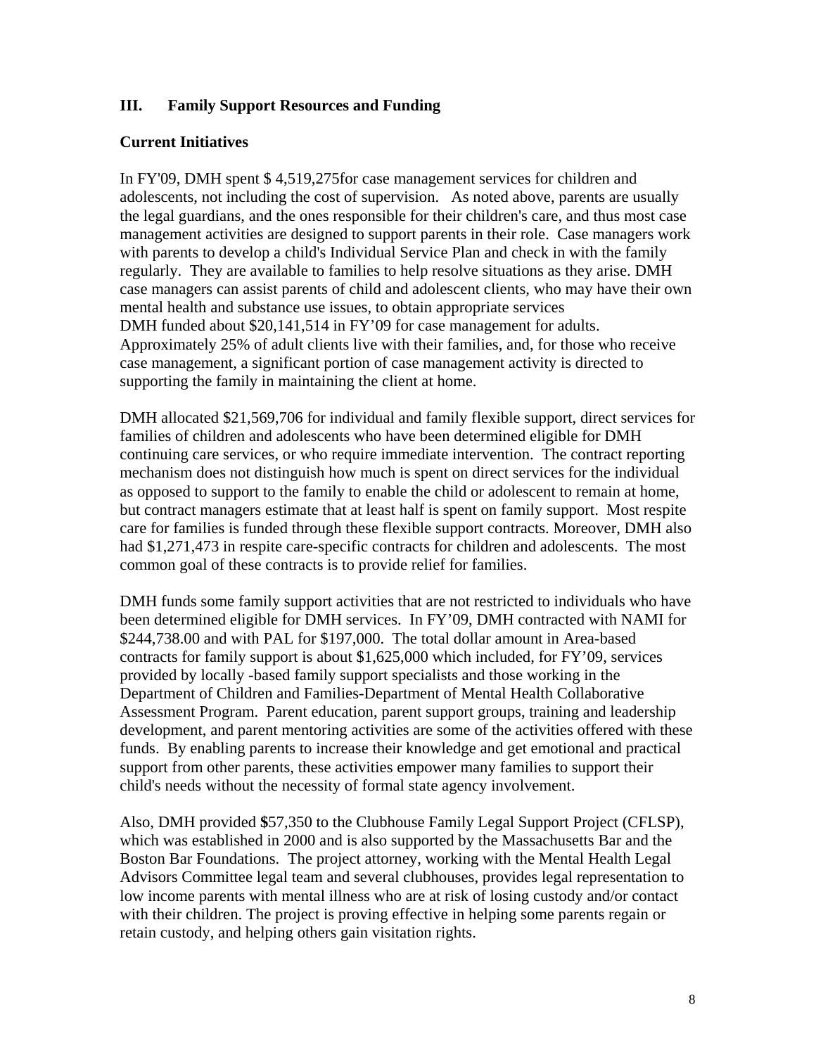## III. Family Support Resources and Funding

### Current Initiatives

In FY'09, DMH spent $ 4,519,275for case management services for children and adolescents, not including the cost of supervision. As noted above, parents are usually the legal guardians, and the ones responsible for their children's care, and thus most case management activities are designed to support parents in their role. Case managers work with parents to develop a child's Individual Service Plan and check in with the family regularly. They are available to families to help resolve situations as they arise. DMH case managers can assist parents of child and adolescent clients, who may have their own mental health and substance use issues, to obtain appropriate services
DMH funded about $20,141,514 in FY'09 for case management for adults. Approximately 25% of adult clients live with their families, and, for those who receive case management, a significant portion of case management activity is directed to supporting the family in maintaining the client at home.

DMH allocated $21,569,706 for individual and family flexible support, direct services for families of children and adolescents who have been determined eligible for DMH continuing care services, or who require immediate intervention. The contract reporting mechanism does not distinguish how much is spent on direct services for the individual as opposed to support to the family to enable the child or adolescent to remain at home, but contract managers estimate that at least half is spent on family support. Most respite care for families is funded through these flexible support contracts. Moreover, DMH also had $1,271,473 in respite care-specific contracts for children and adolescents. The most common goal of these contracts is to provide relief for families.

DMH funds some family support activities that are not restricted to individuals who have been determined eligible for DMH services. In FY'09, DMH contracted with NAMI for $244,738.00 and with PAL for $197,000. The total dollar amount in Area-based contracts for family support is about $1,625,000 which included, for FY'09, services provided by locally -based family support specialists and those working in the Department of Children and Families-Department of Mental Health Collaborative Assessment Program. Parent education, parent support groups, training and leadership development, and parent mentoring activities are some of the activities offered with these funds. By enabling parents to increase their knowledge and get emotional and practical support from other parents, these activities empower many families to support their child's needs without the necessity of formal state agency involvement.

Also, DMH provided **$**57,350 to the Clubhouse Family Legal Support Project (CFLSP), which was established in 2000 and is also supported by the Massachusetts Bar and the Boston Bar Foundations. The project attorney, working with the Mental Health Legal Advisors Committee legal team and several clubhouses, provides legal representation to low income parents with mental illness who are at risk of losing custody and/or contact with their children. The project is proving effective in helping some parents regain or retain custody, and helping others gain visitation rights.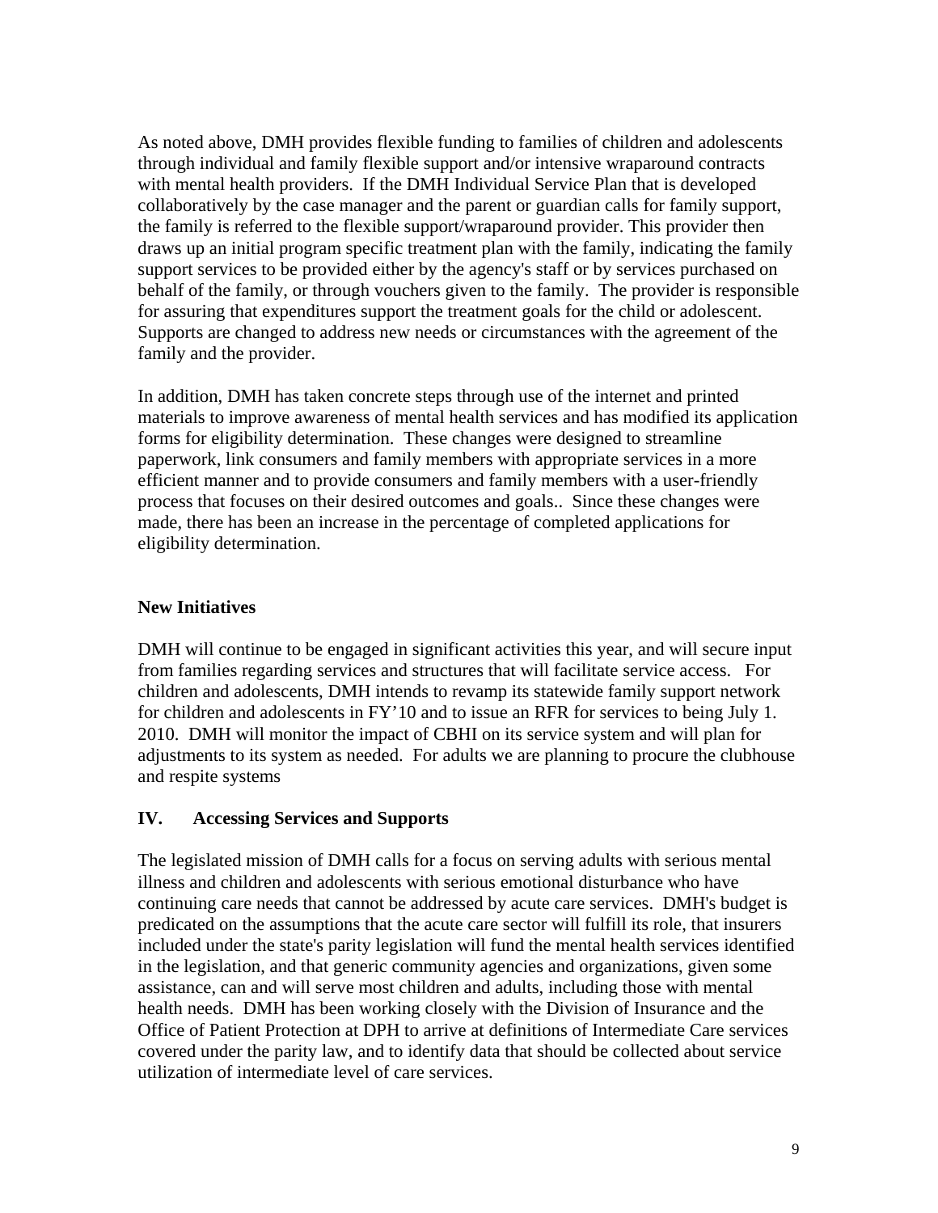As noted above, DMH provides flexible funding to families of children and adolescents through individual and family flexible support and/or intensive wraparound contracts with mental health providers. If the DMH Individual Service Plan that is developed collaboratively by the case manager and the parent or guardian calls for family support, the family is referred to the flexible support/wraparound provider. This provider then draws up an initial program specific treatment plan with the family, indicating the family support services to be provided either by the agency's staff or by services purchased on behalf of the family, or through vouchers given to the family. The provider is responsible for assuring that expenditures support the treatment goals for the child or adolescent. Supports are changed to address new needs or circumstances with the agreement of the family and the provider.

In addition, DMH has taken concrete steps through use of the internet and printed materials to improve awareness of mental health services and has modified its application forms for eligibility determination. These changes were designed to streamline paperwork, link consumers and family members with appropriate services in a more efficient manner and to provide consumers and family members with a user-friendly process that focuses on their desired outcomes and goals.. Since these changes were made, there has been an increase in the percentage of completed applications for eligibility determination.

**New Initiatives**

DMH will continue to be engaged in significant activities this year, and will secure input from families regarding services and structures that will facilitate service access. For children and adolescents, DMH intends to revamp its statewide family support network for children and adolescents in FY'10 and to issue an RFR for services to being July 1. 2010. DMH will monitor the impact of CBHI on its service system and will plan for adjustments to its system as needed. For adults we are planning to procure the clubhouse and respite systems

## IV. Accessing Services and Supports

The legislated mission of DMH calls for a focus on serving adults with serious mental illness and children and adolescents with serious emotional disturbance who have continuing care needs that cannot be addressed by acute care services. DMH's budget is predicated on the assumptions that the acute care sector will fulfill its role, that insurers included under the state's parity legislation will fund the mental health services identified in the legislation, and that generic community agencies and organizations, given some assistance, can and will serve most children and adults, including those with mental health needs. DMH has been working closely with the Division of Insurance and the Office of Patient Protection at DPH to arrive at definitions of Intermediate Care services covered under the parity law, and to identify data that should be collected about service utilization of intermediate level of care services.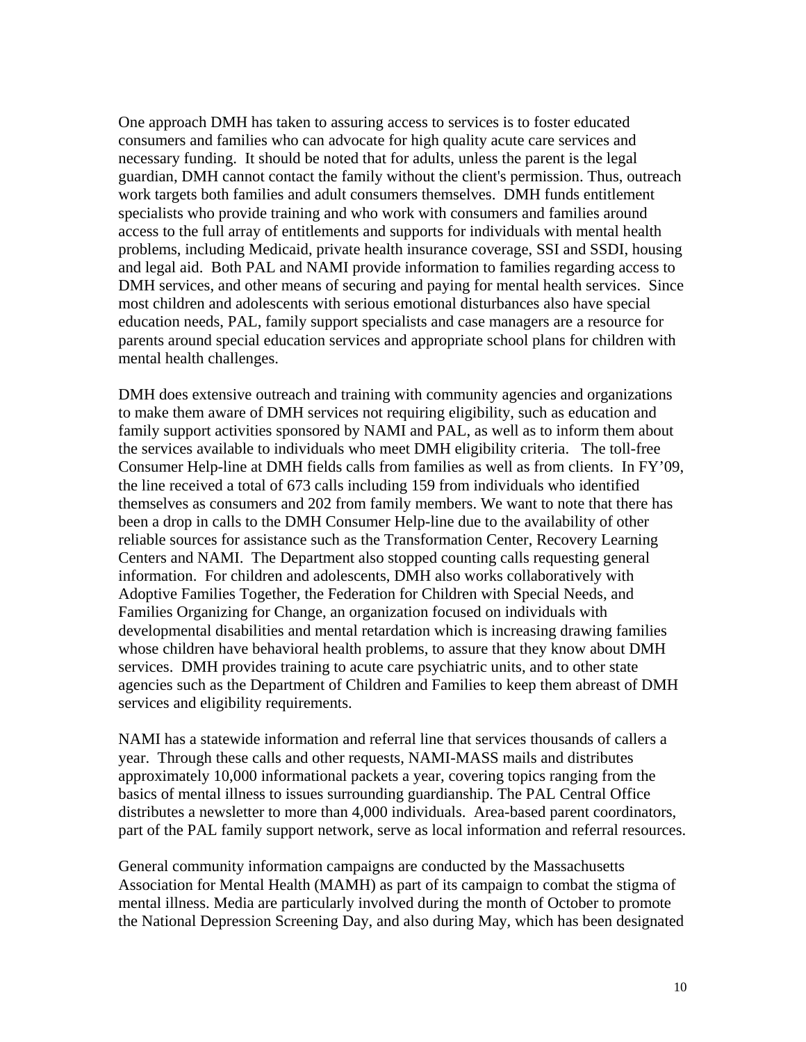One approach DMH has taken to assuring access to services is to foster educated consumers and families who can advocate for high quality acute care services and necessary funding. It should be noted that for adults, unless the parent is the legal guardian, DMH cannot contact the family without the client's permission. Thus, outreach work targets both families and adult consumers themselves. DMH funds entitlement specialists who provide training and who work with consumers and families around access to the full array of entitlements and supports for individuals with mental health problems, including Medicaid, private health insurance coverage, SSI and SSDI, housing and legal aid. Both PAL and NAMI provide information to families regarding access to DMH services, and other means of securing and paying for mental health services. Since most children and adolescents with serious emotional disturbances also have special education needs, PAL, family support specialists and case managers are a resource for parents around special education services and appropriate school plans for children with mental health challenges.

DMH does extensive outreach and training with community agencies and organizations to make them aware of DMH services not requiring eligibility, such as education and family support activities sponsored by NAMI and PAL, as well as to inform them about the services available to individuals who meet DMH eligibility criteria. The toll-free Consumer Help-line at DMH fields calls from families as well as from clients. In FY'09, the line received a total of 673 calls including 159 from individuals who identified themselves as consumers and 202 from family members. We want to note that there has been a drop in calls to the DMH Consumer Help-line due to the availability of other reliable sources for assistance such as the Transformation Center, Recovery Learning Centers and NAMI. The Department also stopped counting calls requesting general information. For children and adolescents, DMH also works collaboratively with Adoptive Families Together, the Federation for Children with Special Needs, and Families Organizing for Change, an organization focused on individuals with developmental disabilities and mental retardation which is increasing drawing families whose children have behavioral health problems, to assure that they know about DMH services. DMH provides training to acute care psychiatric units, and to other state agencies such as the Department of Children and Families to keep them abreast of DMH services and eligibility requirements.

NAMI has a statewide information and referral line that services thousands of callers a year. Through these calls and other requests, NAMI-MASS mails and distributes approximately 10,000 informational packets a year, covering topics ranging from the basics of mental illness to issues surrounding guardianship. The PAL Central Office distributes a newsletter to more than 4,000 individuals. Area-based parent coordinators, part of the PAL family support network, serve as local information and referral resources.

General community information campaigns are conducted by the Massachusetts Association for Mental Health (MAMH) as part of its campaign to combat the stigma of mental illness. Media are particularly involved during the month of October to promote the National Depression Screening Day, and also during May, which has been designated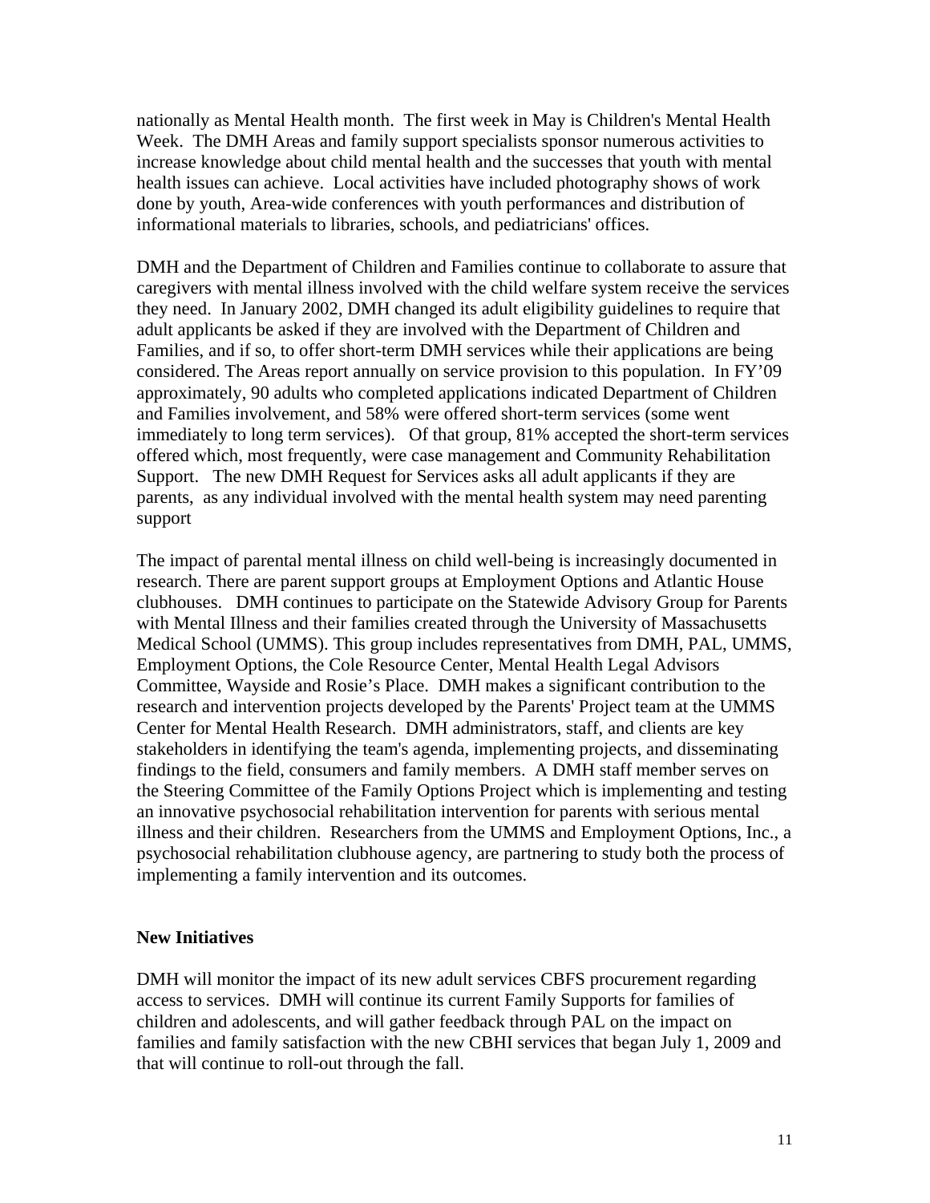nationally as Mental Health month. The first week in May is Children's Mental Health Week. The DMH Areas and family support specialists sponsor numerous activities to increase knowledge about child mental health and the successes that youth with mental health issues can achieve. Local activities have included photography shows of work done by youth, Area-wide conferences with youth performances and distribution of informational materials to libraries, schools, and pediatricians' offices.

DMH and the Department of Children and Families continue to collaborate to assure that caregivers with mental illness involved with the child welfare system receive the services they need. In January 2002, DMH changed its adult eligibility guidelines to require that adult applicants be asked if they are involved with the Department of Children and Families, and if so, to offer short-term DMH services while their applications are being considered. The Areas report annually on service provision to this population. In FY'09 approximately, 90 adults who completed applications indicated Department of Children and Families involvement, and 58% were offered short-term services (some went immediately to long term services). Of that group, 81% accepted the short-term services offered which, most frequently, were case management and Community Rehabilitation Support. The new DMH Request for Services asks all adult applicants if they are parents, as any individual involved with the mental health system may need parenting support

The impact of parental mental illness on child well-being is increasingly documented in research. There are parent support groups at Employment Options and Atlantic House clubhouses. DMH continues to participate on the Statewide Advisory Group for Parents with Mental Illness and their families created through the University of Massachusetts Medical School (UMMS). This group includes representatives from DMH, PAL, UMMS, Employment Options, the Cole Resource Center, Mental Health Legal Advisors Committee, Wayside and Rosie's Place. DMH makes a significant contribution to the research and intervention projects developed by the Parents' Project team at the UMMS Center for Mental Health Research. DMH administrators, staff, and clients are key stakeholders in identifying the team's agenda, implementing projects, and disseminating findings to the field, consumers and family members. A DMH staff member serves on the Steering Committee of the Family Options Project which is implementing and testing an innovative psychosocial rehabilitation intervention for parents with serious mental illness and their children. Researchers from the UMMS and Employment Options, Inc., a psychosocial rehabilitation clubhouse agency, are partnering to study both the process of implementing a family intervention and its outcomes.

**New Initiatives**

DMH will monitor the impact of its new adult services CBFS procurement regarding access to services. DMH will continue its current Family Supports for families of children and adolescents, and will gather feedback through PAL on the impact on families and family satisfaction with the new CBHI services that began July 1, 2009 and that will continue to roll-out through the fall.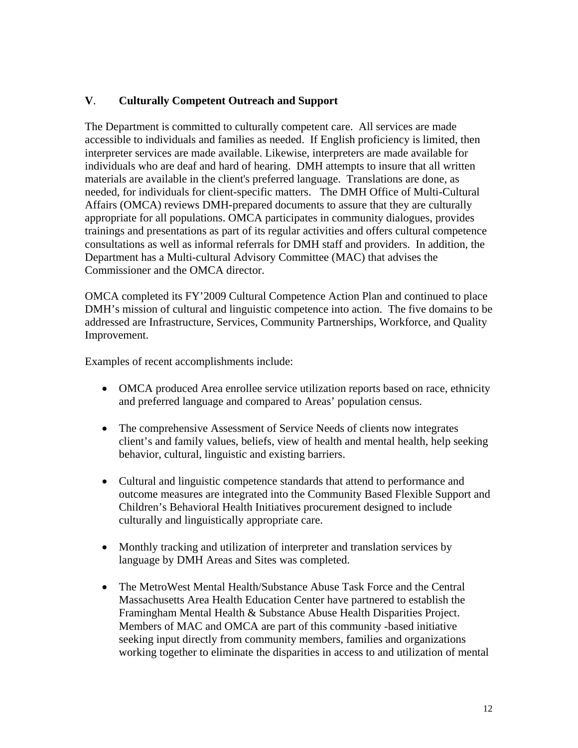## **V**. **Culturally Competent Outreach and Support**

The Department is committed to culturally competent care. All services are made accessible to individuals and families as needed. If English proficiency is limited, then interpreter services are made available. Likewise, interpreters are made available for individuals who are deaf and hard of hearing. DMH attempts to insure that all written materials are available in the client's preferred language. Translations are done, as needed, for individuals for client-specific matters. The DMH Office of Multi-Cultural Affairs (OMCA) reviews DMH-prepared documents to assure that they are culturally appropriate for all populations. OMCA participates in community dialogues, provides trainings and presentations as part of its regular activities and offers cultural competence consultations as well as informal referrals for DMH staff and providers. In addition, the Department has a Multi-cultural Advisory Committee (MAC) that advises the Commissioner and the OMCA director.

OMCA completed its FY'2009 Cultural Competence Action Plan and continued to place DMH's mission of cultural and linguistic competence into action. The five domains to be addressed are Infrastructure, Services, Community Partnerships, Workforce, and Quality Improvement.

Examples of recent accomplishments include:

- OMCA produced Area enrollee service utilization reports based on race, ethnicity and preferred language and compared to Areas' population census.
- The comprehensive Assessment of Service Needs of clients now integrates client's and family values, beliefs, view of health and mental health, help seeking behavior, cultural, linguistic and existing barriers.
- Cultural and linguistic competence standards that attend to performance and outcome measures are integrated into the Community Based Flexible Support and Children's Behavioral Health Initiatives procurement designed to include culturally and linguistically appropriate care.
- Monthly tracking and utilization of interpreter and translation services by language by DMH Areas and Sites was completed.
- The MetroWest Mental Health/Substance Abuse Task Force and the Central Massachusetts Area Health Education Center have partnered to establish the Framingham Mental Health & Substance Abuse Health Disparities Project. Members of MAC and OMCA are part of this community -based initiative seeking input directly from community members, families and organizations working together to eliminate the disparities in access to and utilization of mental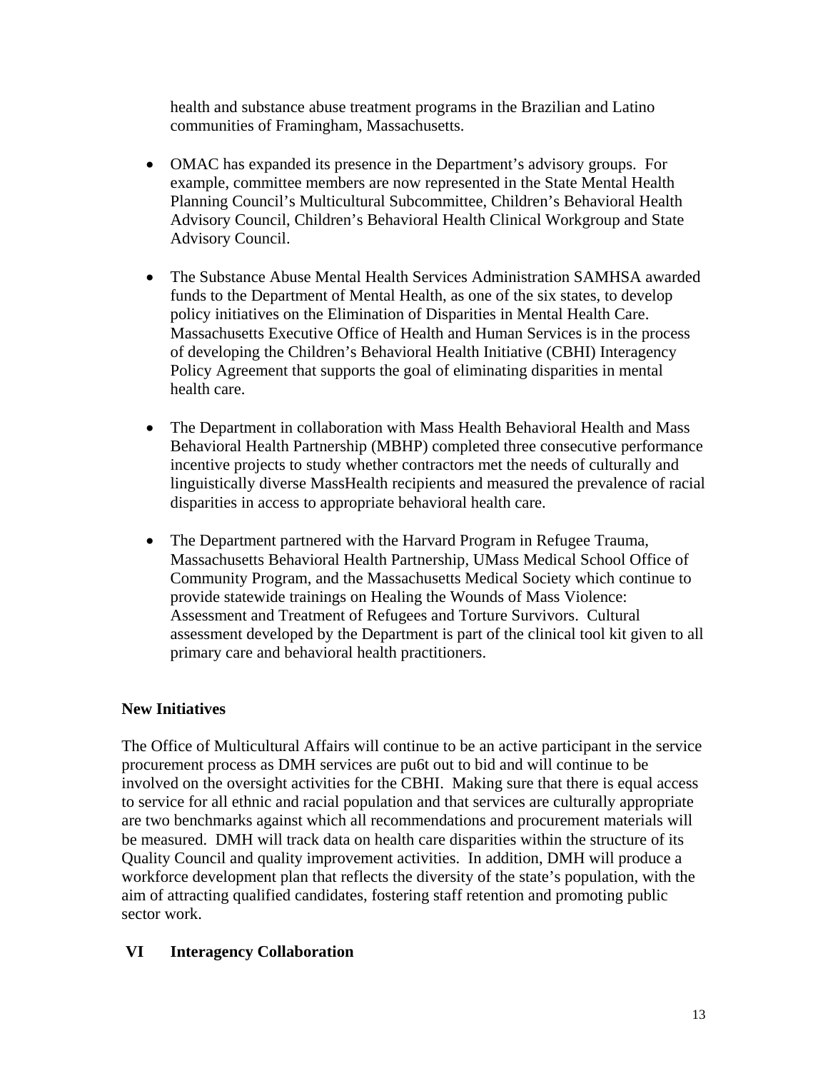health and substance abuse treatment programs in the Brazilian and Latino communities of Framingham, Massachusetts.

- OMAC has expanded its presence in the Department's advisory groups. For example, committee members are now represented in the State Mental Health Planning Council's Multicultural Subcommittee, Children's Behavioral Health Advisory Council, Children's Behavioral Health Clinical Workgroup and State Advisory Council.

- The Substance Abuse Mental Health Services Administration SAMHSA awarded funds to the Department of Mental Health, as one of the six states, to develop policy initiatives on the Elimination of Disparities in Mental Health Care. Massachusetts Executive Office of Health and Human Services is in the process of developing the Children's Behavioral Health Initiative (CBHI) Interagency Policy Agreement that supports the goal of eliminating disparities in mental health care.

- The Department in collaboration with Mass Health Behavioral Health and Mass Behavioral Health Partnership (MBHP) completed three consecutive performance incentive projects to study whether contractors met the needs of culturally and linguistically diverse MassHealth recipients and measured the prevalence of racial disparities in access to appropriate behavioral health care.

- The Department partnered with the Harvard Program in Refugee Trauma, Massachusetts Behavioral Health Partnership, UMass Medical School Office of Community Program, and the Massachusetts Medical Society which continue to provide statewide trainings on Healing the Wounds of Mass Violence: Assessment and Treatment of Refugees and Torture Survivors. Cultural assessment developed by the Department is part of the clinical tool kit given to all primary care and behavioral health practitioners.

**New Initiatives**

The Office of Multicultural Affairs will continue to be an active participant in the service procurement process as DMH services are pu6t out to bid and will continue to be involved on the oversight activities for the CBHI. Making sure that there is equal access to service for all ethnic and racial population and that services are culturally appropriate are two benchmarks against which all recommendations and procurement materials will be measured. DMH will track data on health care disparities within the structure of its Quality Council and quality improvement activities. In addition, DMH will produce a workforce development plan that reflects the diversity of the state's population, with the aim of attracting qualified candidates, fostering staff retention and promoting public sector work.

## VI Interagency Collaboration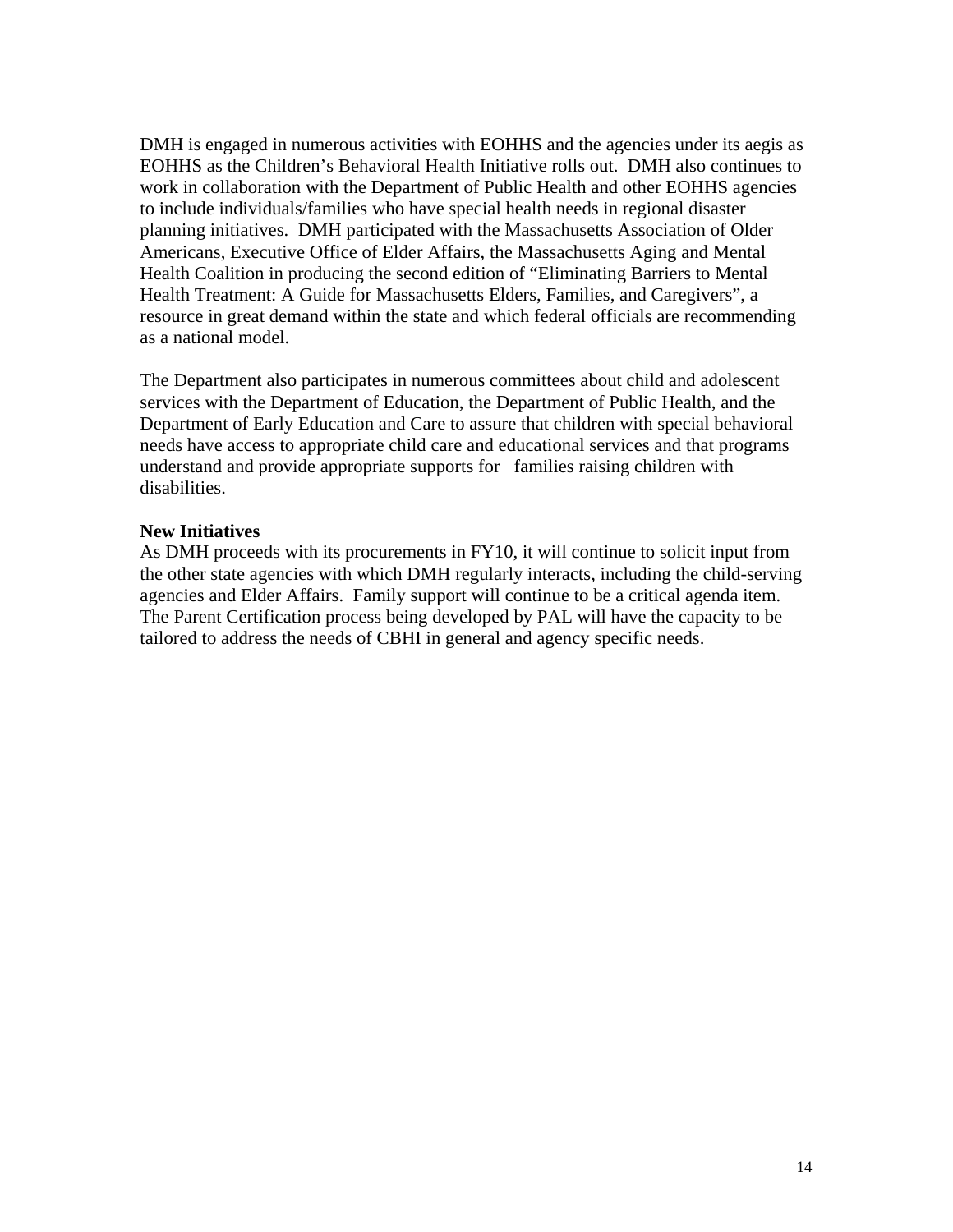DMH is engaged in numerous activities with EOHHS and the agencies under its aegis as EOHHS as the Children's Behavioral Health Initiative rolls out. DMH also continues to work in collaboration with the Department of Public Health and other EOHHS agencies to include individuals/families who have special health needs in regional disaster planning initiatives. DMH participated with the Massachusetts Association of Older Americans, Executive Office of Elder Affairs, the Massachusetts Aging and Mental Health Coalition in producing the second edition of "Eliminating Barriers to Mental Health Treatment: A Guide for Massachusetts Elders, Families, and Caregivers", a resource in great demand within the state and which federal officials are recommending as a national model.

The Department also participates in numerous committees about child and adolescent services with the Department of Education, the Department of Public Health, and the Department of Early Education and Care to assure that children with special behavioral needs have access to appropriate child care and educational services and that programs understand and provide appropriate supports for families raising children with disabilities.

**New Initiatives**

As DMH proceeds with its procurements in FY10, it will continue to solicit input from the other state agencies with which DMH regularly interacts, including the child-serving agencies and Elder Affairs. Family support will continue to be a critical agenda item. The Parent Certification process being developed by PAL will have the capacity to be tailored to address the needs of CBHI in general and agency specific needs.